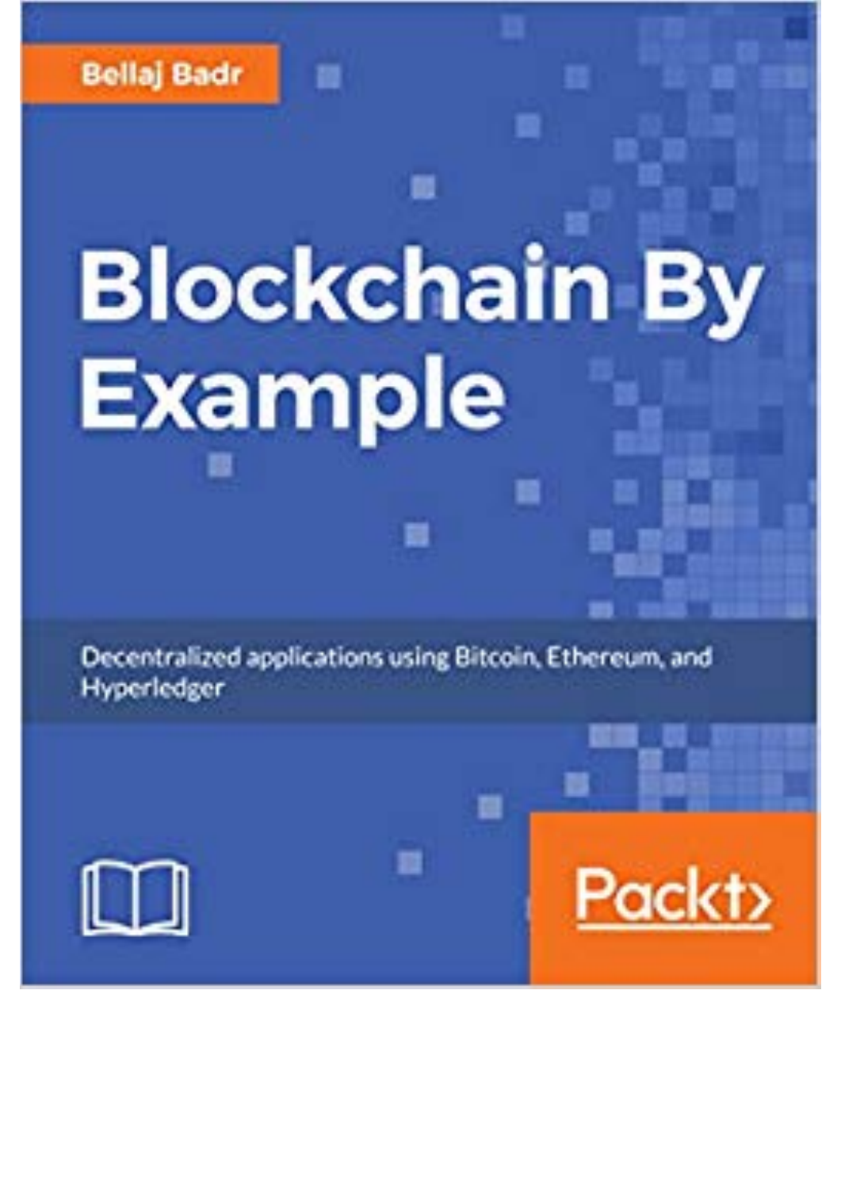Bellaj Badr

# Blockchain By Example

Decentralized applications using Bitcoin, Ethereum, and Hyperledger

Packt>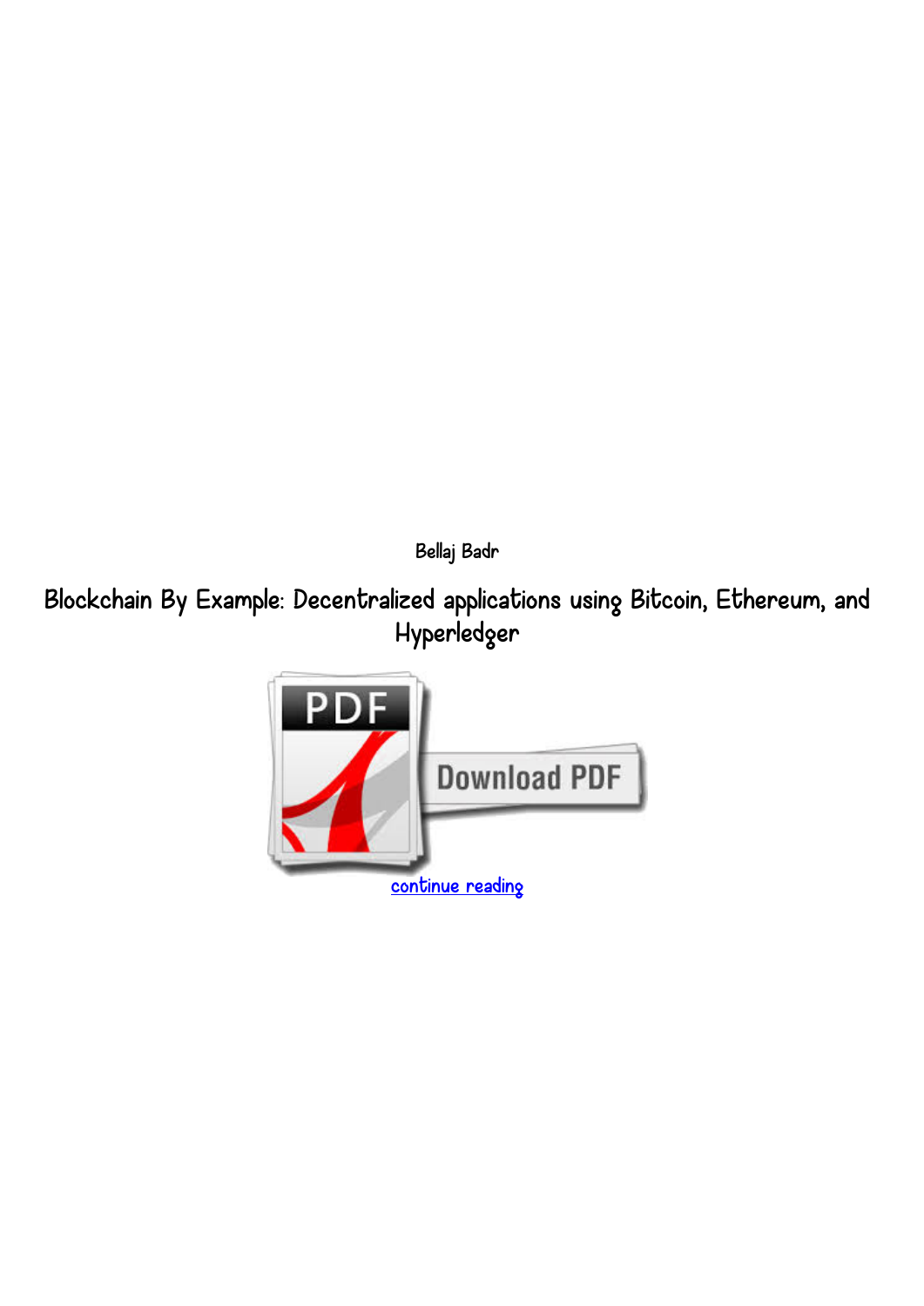Bellaj Badr

# Blockchain By Example: Decentralized applications using Bitcoin, Ethereum, and Hyperledger

Download PDF

continue reading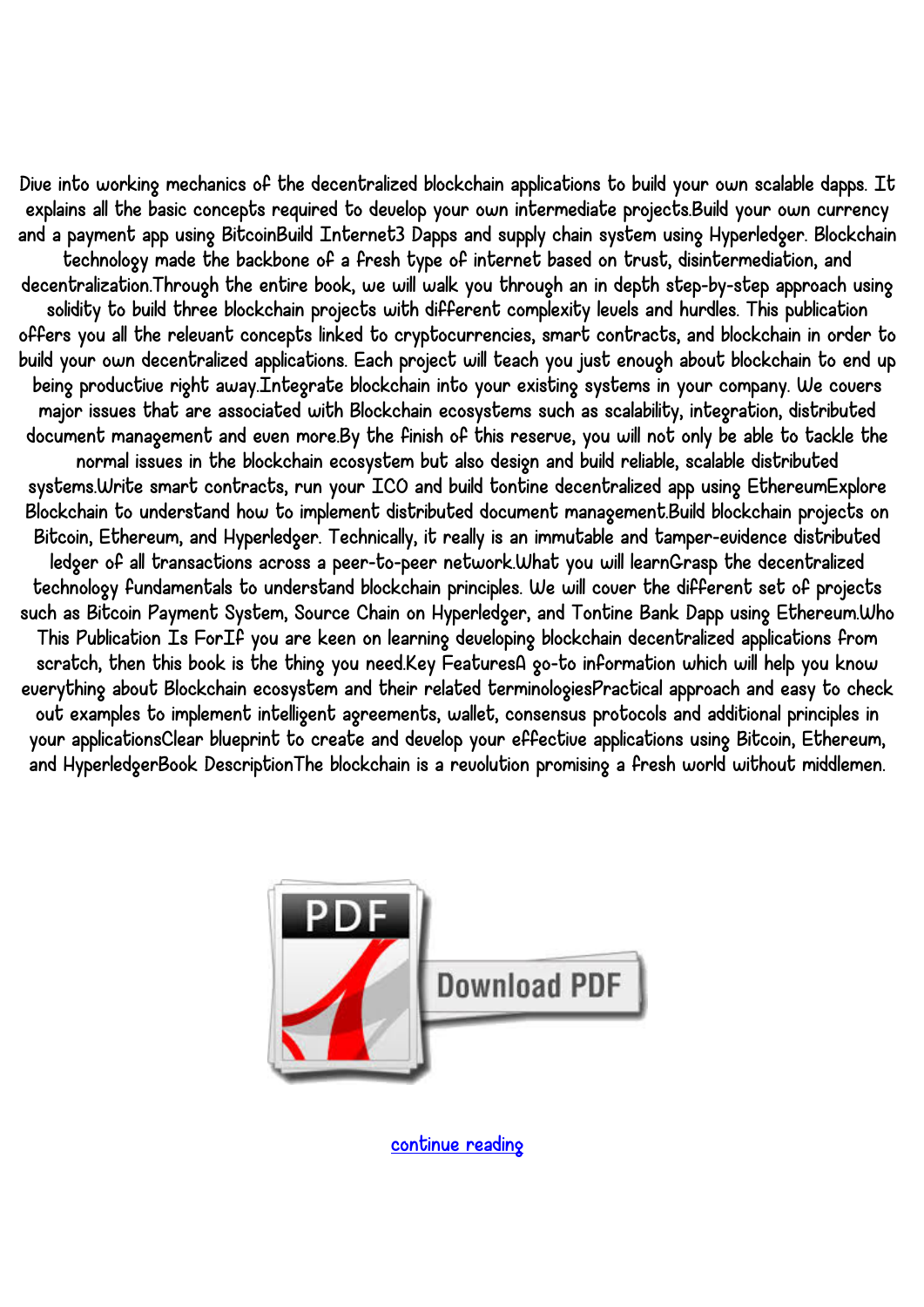Dive into working mechanics of the decentralized blockchain applications to build your own scalable dapps. It explains all the basic concepts required to develop your own intermediate projects.Build your own currency and a payment app using BitcoinBuild Internet3 Dapps and supply chain system using Hyperledger. Blockchain technology made the backbone of a fresh type of internet based on trust, disintermediation, and decentralization.Through the entire book, we will walk you through an in depth step-by-step approach using solidity to build three blockchain projects with different complexity levels and hurdles. This publication offers you all the relevant concepts linked to cryptocurrencies, smart contracts, and blockchain in order to build your own decentralized applications. Each project will teach you just enough about blockchain to end up being productive right away.Integrate blockchain into your existing systems in your company. We covers major issues that are associated with Blockchain ecosystems such as scalability, integration, distributed document management and even more.By the finish of this reserve, you will not only be able to tackle the normal issues in the blockchain ecosystem but also design and build reliable, scalable distributed systems.Write smart contracts, run your ICO and build tontine decentralized app using EthereumExplore Blockchain to understand how to implement distributed document management.Build blockchain projects on Bitcoin, Ethereum, and Hyperledger. Technically, it really is an immutable and tamper-evidence distributed ledger of all transactions across a peer-to-peer network.What you will learnGrasp the decentralized technology fundamentals to understand blockchain principles. We will cover the different set of projects such as Bitcoin Payment System, Source Chain on Hyperledger, and Tontine Bank Dapp using Ethereum.Who This Publication Is ForIf you are keen on learning developing blockchain decentralized applications from scratch, then this book is the thing you need.Key FeaturesA go-to information which will help you know everything about Blockchain ecosystem and their related terminologiesPractical approach and easy to check out examples to implement intelligent agreements, wallet, consensus protocols and additional principles in your applicationsClear blueprint to create and develop your effective applications using Bitcoin, Ethereum, and HyperledgerBook DescriptionThe blockchain is a revolution promising a fresh world without middlemen.

continue reading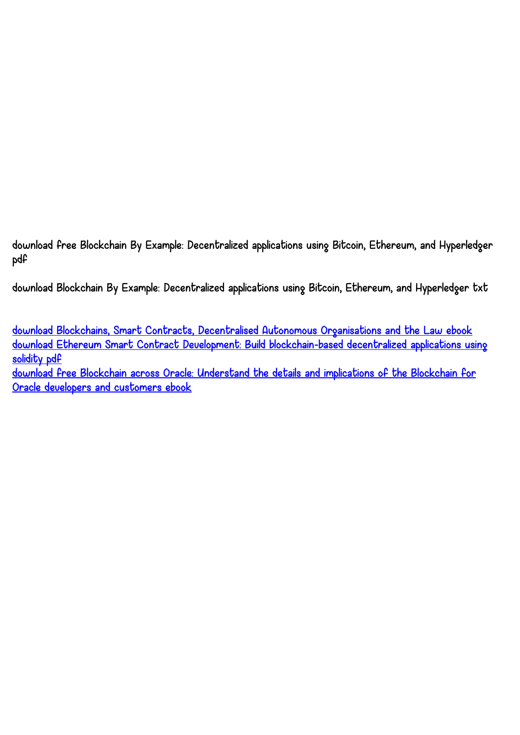download free Blockchain By Example: Decentralized applications using Bitcoin, Ethereum, and Hyperledger pdf

download Blockchain By Example: Decentralized applications using Bitcoin, Ethereum, and Hyperledger txt

download Blockchains, Smart Contracts, Decentralised Autonomous Organisations and the Law ebook
download Ethereum Smart Contract Development: Build blockchain-based decentralized applications using solidity pdf
download free Blockchain across Oracle: Understand the details and implications of the Blockchain for Oracle developers and customers ebook